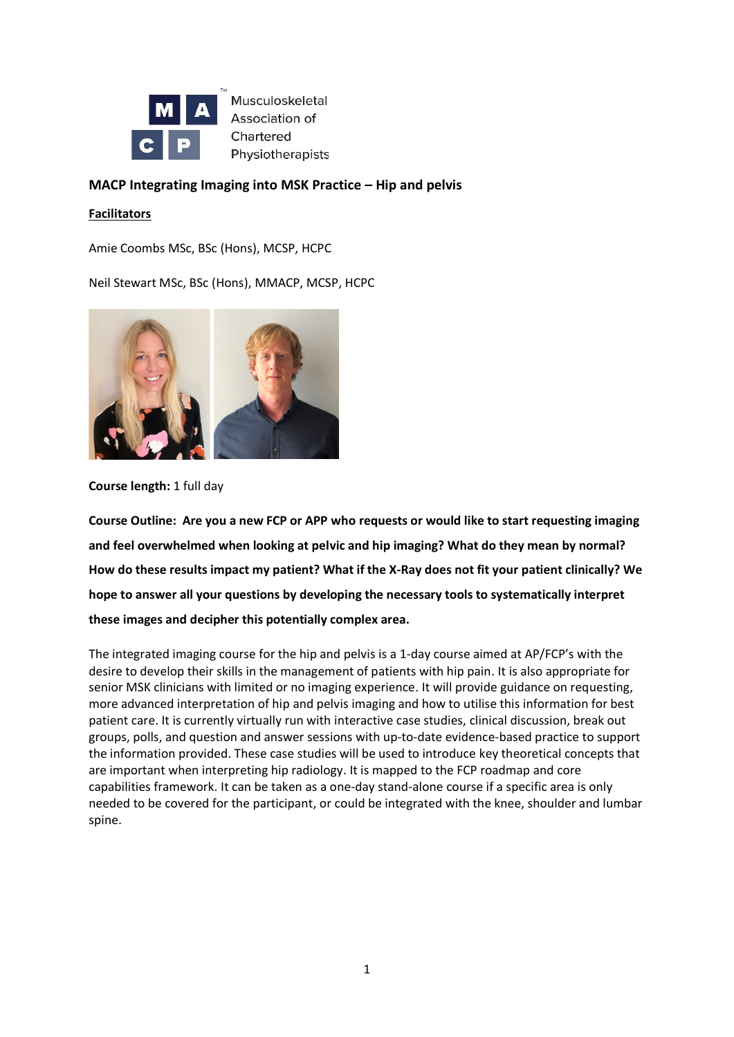Musculoskeletal Association of Chartered Physiotherapists

# MACP Integrating Imaging into MSK Practice – Hip and pelvis

## Facilitators

Amie Coombs MSc, BSc (Hons), MCSP, HCPC

Neil Stewart MSc, BSc (Hons), MMACP, MCSP, HCPC

**Course length:** 1 full day

**Course Outline: Are you a new FCP or APP who requests or would like to start requesting imaging and feel overwhelmed when looking at pelvic and hip imaging? What do they mean by normal? How do these results impact my patient? What if the X-Ray does not fit your patient clinically? We hope to answer all your questions by developing the necessary tools to systematically interpret these images and decipher this potentially complex area.**

The integrated imaging course for the hip and pelvis is a 1-day course aimed at AP/FCP's with the desire to develop their skills in the management of patients with hip pain. It is also appropriate for senior MSK clinicians with limited or no imaging experience. It will provide guidance on requesting, more advanced interpretation of hip and pelvis imaging and how to utilise this information for best patient care. It is currently virtually run with interactive case studies, clinical discussion, break out groups, polls, and question and answer sessions with up-to-date evidence-based practice to support the information provided. These case studies will be used to introduce key theoretical concepts that are important when interpreting hip radiology. It is mapped to the FCP roadmap and core capabilities framework. It can be taken as a one-day stand-alone course if a specific area is only needed to be covered for the participant, or could be integrated with the knee, shoulder and lumbar spine.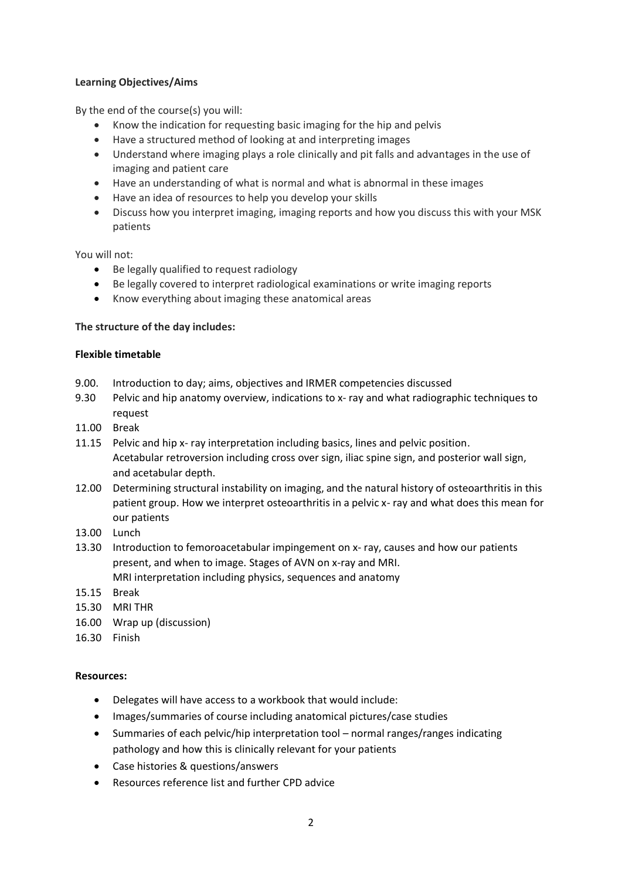**Learning Objectives/Aims**

By the end of the course(s) you will:

- Know the indication for requesting basic imaging for the hip and pelvis
- Have a structured method of looking at and interpreting images
- Understand where imaging plays a role clinically and pit falls and advantages in the use of imaging and patient care
- Have an understanding of what is normal and what is abnormal in these images
- Have an idea of resources to help you develop your skills
- Discuss how you interpret imaging, imaging reports and how you discuss this with your MSK patients

You will not:

- Be legally qualified to request radiology
- Be legally covered to interpret radiological examinations or write imaging reports
- Know everything about imaging these anatomical areas

**The structure of the day includes:**

**Flexible timetable**

- 9.00. Introduction to day; aims, objectives and IRMER competencies discussed
- 9.30 Pelvic and hip anatomy overview, indications to x- ray and what radiographic techniques to request
- 11.00 Break
- 11.15 Pelvic and hip x- ray interpretation including basics, lines and pelvic position. Acetabular retroversion including cross over sign, iliac spine sign, and posterior wall sign, and acetabular depth.
- 12.00 Determining structural instability on imaging, and the natural history of osteoarthritis in this patient group. How we interpret osteoarthritis in a pelvic x- ray and what does this mean for our patients
- 13.00 Lunch
- 13.30 Introduction to femoroacetabular impingement on x- ray, causes and how our patients present, and when to image. Stages of AVN on x-ray and MRI. MRI interpretation including physics, sequences and anatomy
- 15.15 Break
- 15.30 MRI THR
- 16.00 Wrap up (discussion)
- 16.30 Finish

**Resources:**

- Delegates will have access to a workbook that would include:
- Images/summaries of course including anatomical pictures/case studies
- Summaries of each pelvic/hip interpretation tool – normal ranges/ranges indicating pathology and how this is clinically relevant for your patients
- Case histories & questions/answers
- Resources reference list and further CPD advice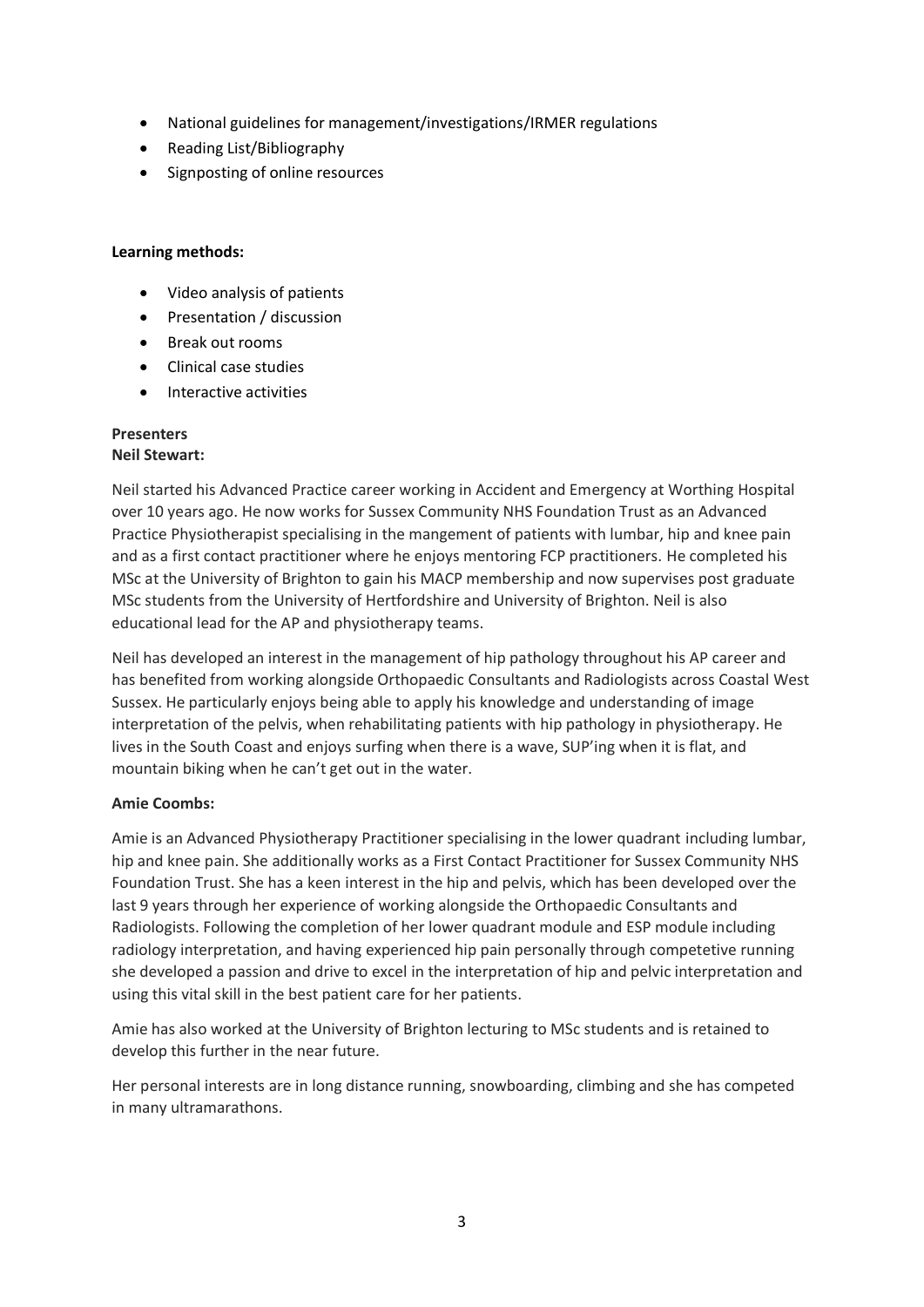- National guidelines for management/investigations/IRMER regulations
- Reading List/Bibliography
- Signposting of online resources

**Learning methods:**

- Video analysis of patients
- Presentation / discussion
- Break out rooms
- Clinical case studies
- Interactive activities

**Presenters**

**Neil Stewart:**

Neil started his Advanced Practice career working in Accident and Emergency at Worthing Hospital over 10 years ago. He now works for Sussex Community NHS Foundation Trust as an Advanced Practice Physiotherapist specialising in the mangement of patients with lumbar, hip and knee pain and as a first contact practitioner where he enjoys mentoring FCP practitioners. He completed his MSc at the University of Brighton to gain his MACP membership and now supervises post graduate MSc students from the University of Hertfordshire and University of Brighton. Neil is also educational lead for the AP and physiotherapy teams.

Neil has developed an interest in the management of hip pathology throughout his AP career and has benefited from working alongside Orthopaedic Consultants and Radiologists across Coastal West Sussex. He particularly enjoys being able to apply his knowledge and understanding of image interpretation of the pelvis, when rehabilitating patients with hip pathology in physiotherapy. He lives in the South Coast and enjoys surfing when there is a wave, SUP'ing when it is flat, and mountain biking when he can't get out in the water.

**Amie Coombs:**

Amie is an Advanced Physiotherapy Practitioner specialising in the lower quadrant including lumbar, hip and knee pain. She additionally works as a First Contact Practitioner for Sussex Community NHS Foundation Trust. She has a keen interest in the hip and pelvis, which has been developed over the last 9 years through her experience of working alongside the Orthopaedic Consultants and Radiologists. Following the completion of her lower quadrant module and ESP module including radiology interpretation, and having experienced hip pain personally through competetive running she developed a passion and drive to excel in the interpretation of hip and pelvic interpretation and using this vital skill in the best patient care for her patients.

Amie has also worked at the University of Brighton lecturing to MSc students and is retained to develop this further in the near future.

Her personal interests are in long distance running, snowboarding, climbing and she has competed in many ultramarathons.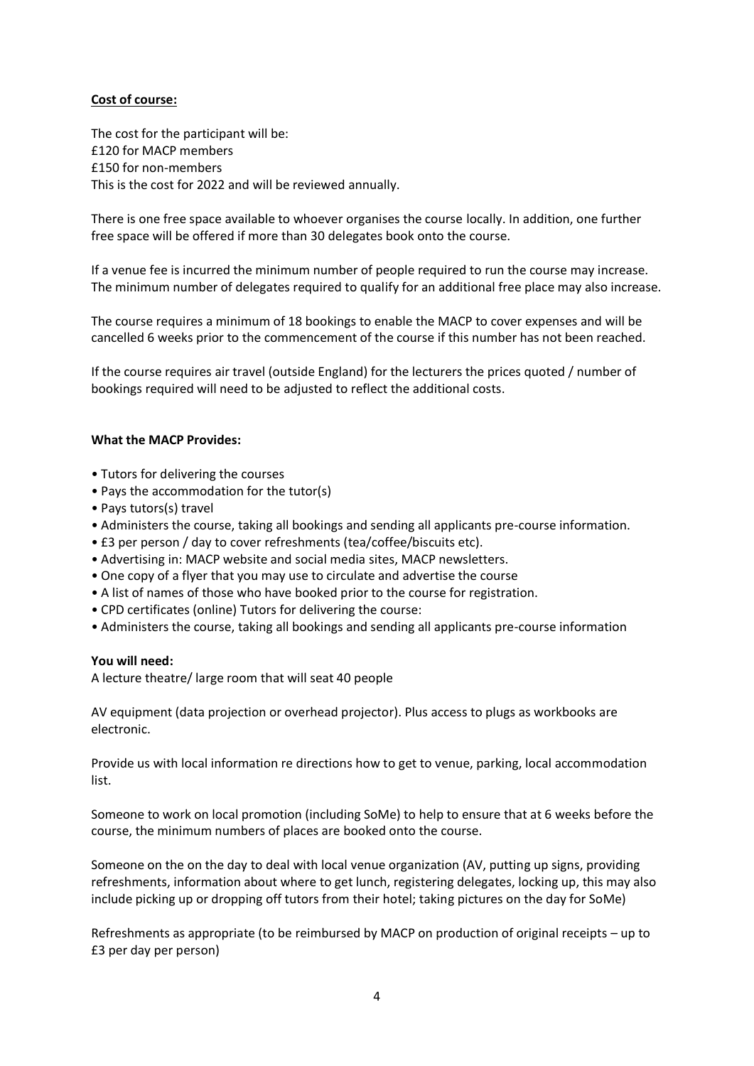**<u>Cost of course:</u>**

The cost for the participant will be:
£120 for MACP members
£150 for non-members
This is the cost for 2022 and will be reviewed annually.

There is one free space available to whoever organises the course locally. In addition, one further free space will be offered if more than 30 delegates book onto the course.

If a venue fee is incurred the minimum number of people required to run the course may increase. The minimum number of delegates required to qualify for an additional free place may also increase.

The course requires a minimum of 18 bookings to enable the MACP to cover expenses and will be cancelled 6 weeks prior to the commencement of the course if this number has not been reached.

If the course requires air travel (outside England) for the lecturers the prices quoted / number of bookings required will need to be adjusted to reflect the additional costs.

**What the MACP Provides:**

- Tutors for delivering the courses
- Pays the accommodation for the tutor(s)
- Pays tutors(s) travel
- Administers the course, taking all bookings and sending all applicants pre-course information.
- £3 per person / day to cover refreshments (tea/coffee/biscuits etc).
- Advertising in: MACP website and social media sites, MACP newsletters.
- One copy of a flyer that you may use to circulate and advertise the course
- A list of names of those who have booked prior to the course for registration.
- CPD certificates (online) Tutors for delivering the course:
- Administers the course, taking all bookings and sending all applicants pre-course information

**You will need:**

A lecture theatre/ large room that will seat 40 people

AV equipment (data projection or overhead projector). Plus access to plugs as workbooks are electronic.

Provide us with local information re directions how to get to venue, parking, local accommodation list.

Someone to work on local promotion (including SoMe) to help to ensure that at 6 weeks before the course, the minimum numbers of places are booked onto the course.

Someone on the on the day to deal with local venue organization (AV, putting up signs, providing refreshments, information about where to get lunch, registering delegates, locking up, this may also include picking up or dropping off tutors from their hotel; taking pictures on the day for SoMe)

Refreshments as appropriate (to be reimbursed by MACP on production of original receipts – up to £3 per day per person)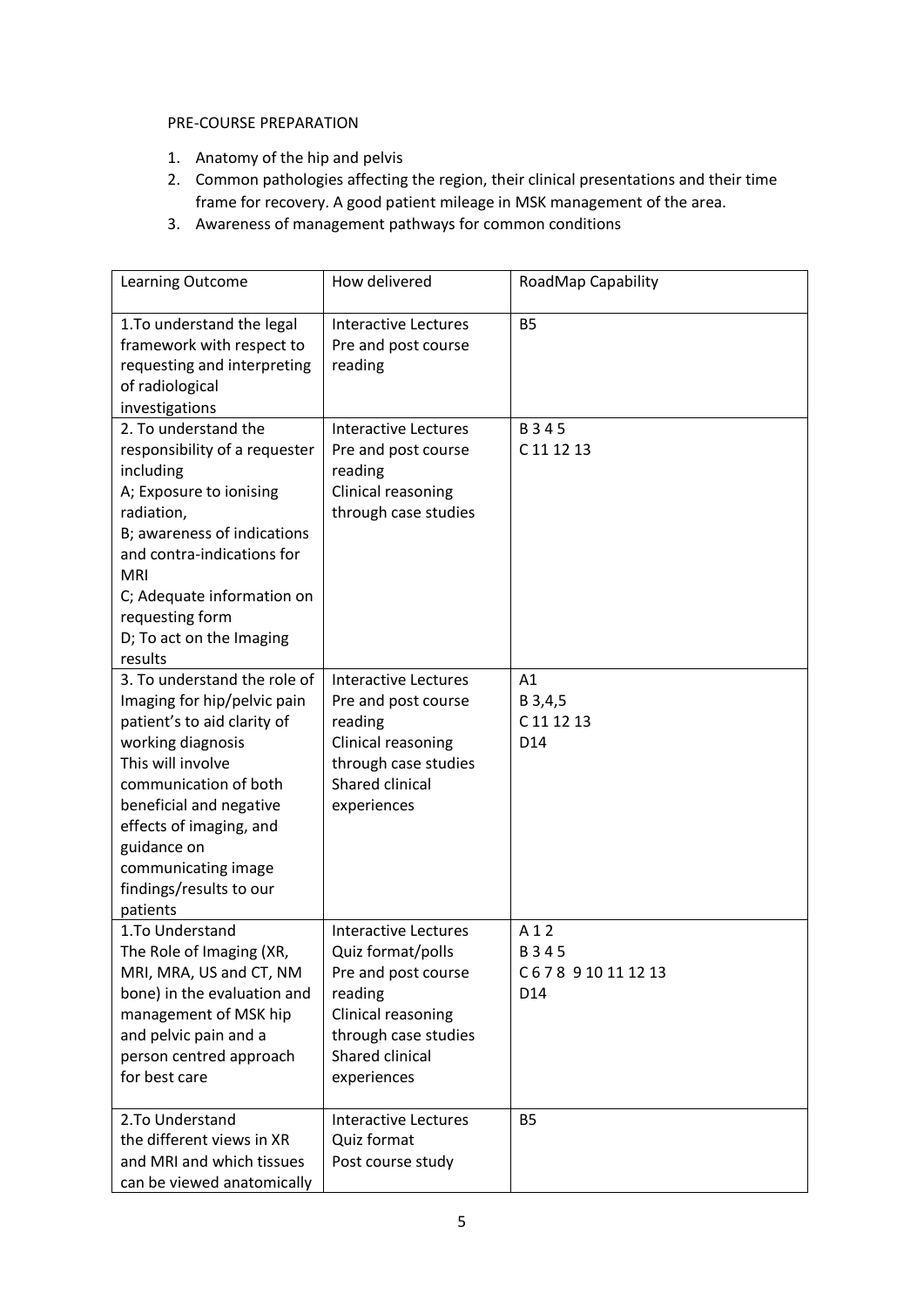PRE-COURSE PREPARATION

1. Anatomy of the hip and pelvis
2. Common pathologies affecting the region, their clinical presentations and their time frame for recovery. A good patient mileage in MSK management of the area.
3. Awareness of management pathways for common conditions

| Learning Outcome | How delivered | RoadMap Capability |
|---|---|---|
| 1.To understand the legal framework with respect to requesting and interpreting of radiological investigations | Interactive Lectures<br>Pre and post course reading | B5 |
| 2. To understand the responsibility of a requester including<br>A; Exposure to ionising radiation,<br>B; awareness of indications and contra-indications for MRI<br>C; Adequate information on requesting form<br>D; To act on the Imaging results | Interactive Lectures<br>Pre and post course reading<br>Clinical reasoning through case studies | B 3 4 5<br>C 11 12 13 |
| 3. To understand the role of Imaging for hip/pelvic pain patient's to aid clarity of working diagnosis<br>This will involve communication of both beneficial and negative effects of imaging, and guidance on communicating image findings/results to our patients | Interactive Lectures<br>Pre and post course reading<br>Clinical reasoning through case studies<br>Shared clinical experiences | A1<br>B 3,4,5<br>C 11 12 13<br>D14 |
| 1.To Understand<br>The Role of Imaging (XR, MRI, MRA, US and CT, NM bone) in the evaluation and management of MSK hip and pelvic pain and a person centred approach for best care | Interactive Lectures<br>Quiz format/polls<br>Pre and post course reading<br>Clinical reasoning through case studies<br>Shared clinical experiences | A 1 2<br>B 3 4 5<br>C 6 7 8 9 10 11 12 13<br>D14 |
| 2.To Understand<br>the different views in XR and MRI and which tissues can be viewed anatomically | Interactive Lectures<br>Quiz format<br>Post course study | B5 |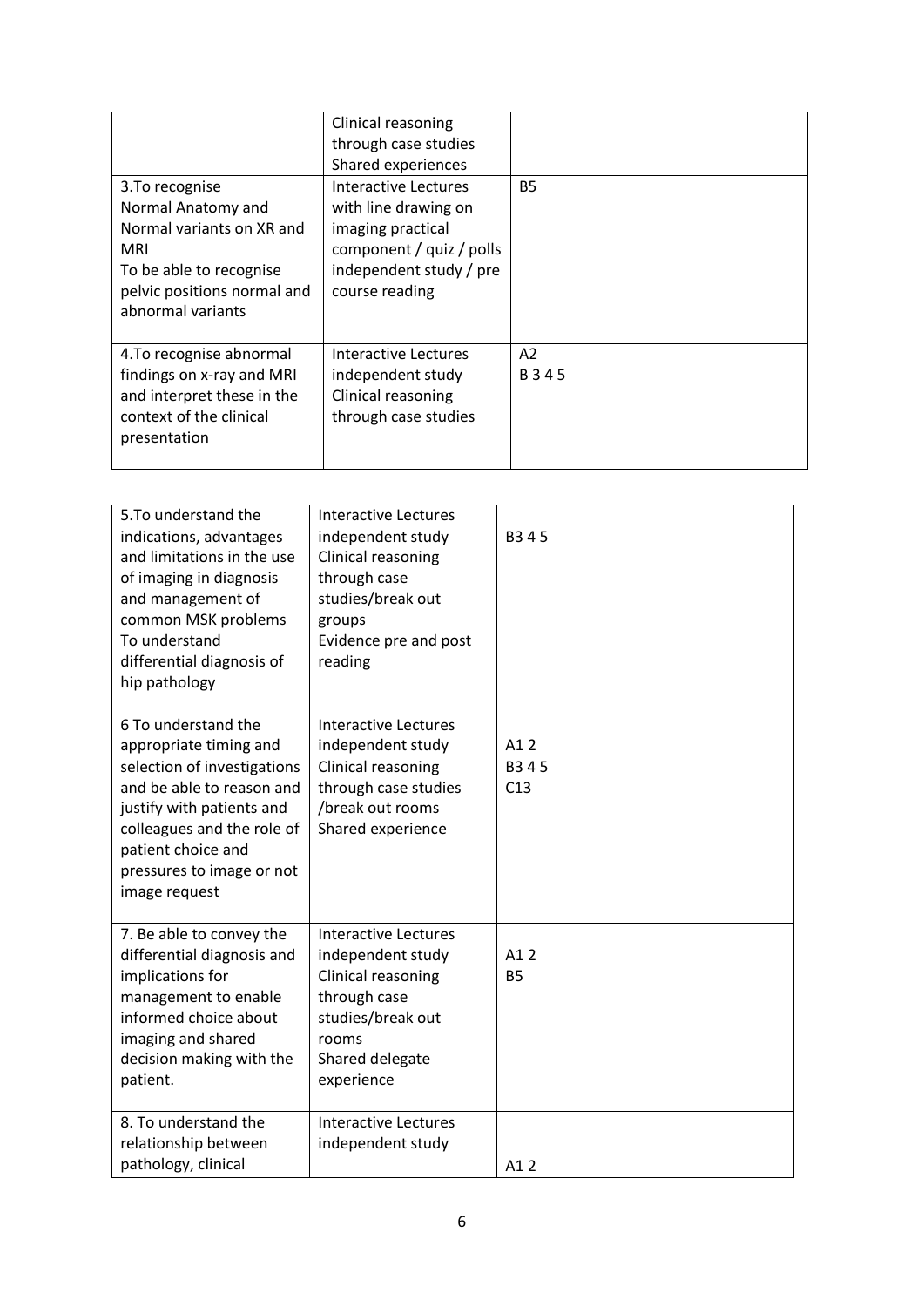|  |  |  |
|---|---|---|
|  | Clinical reasoning through case studies Shared experiences |  |
| 3.To recognise Normal Anatomy and Normal variants on XR and MRI To be able to recognise pelvic positions normal and abnormal variants | Interactive Lectures with line drawing on imaging practical component / quiz / polls independent study / pre course reading | B5 |
| 4.To recognise abnormal findings on x-ray and MRI and interpret these in the context of the clinical presentation | Interactive Lectures independent study Clinical reasoning through case studies | A2 B 3 4 5 |

|  |  |  |
|---|---|---|
| 5.To understand the indications, advantages and limitations in the use of imaging in diagnosis and management of common MSK problems To understand differential diagnosis of hip pathology | Interactive Lectures independent study Clinical reasoning through case studies/break out groups Evidence pre and post reading | B3 4 5 |
| 6 To understand the appropriate timing and selection of investigations and be able to reason and justify with patients and colleagues and the role of patient choice and pressures to image or not image request | Interactive Lectures independent study Clinical reasoning through case studies /break out rooms Shared experience | A1 2 B3 4 5 C13 |
| 7. Be able to convey the differential diagnosis and implications for management to enable informed choice about imaging and shared decision making with the patient. | Interactive Lectures independent study Clinical reasoning through case studies/break out rooms Shared delegate experience | A1 2 B5 |
| 8. To understand the relationship between pathology, clinical | Interactive Lectures independent study | A1 2 |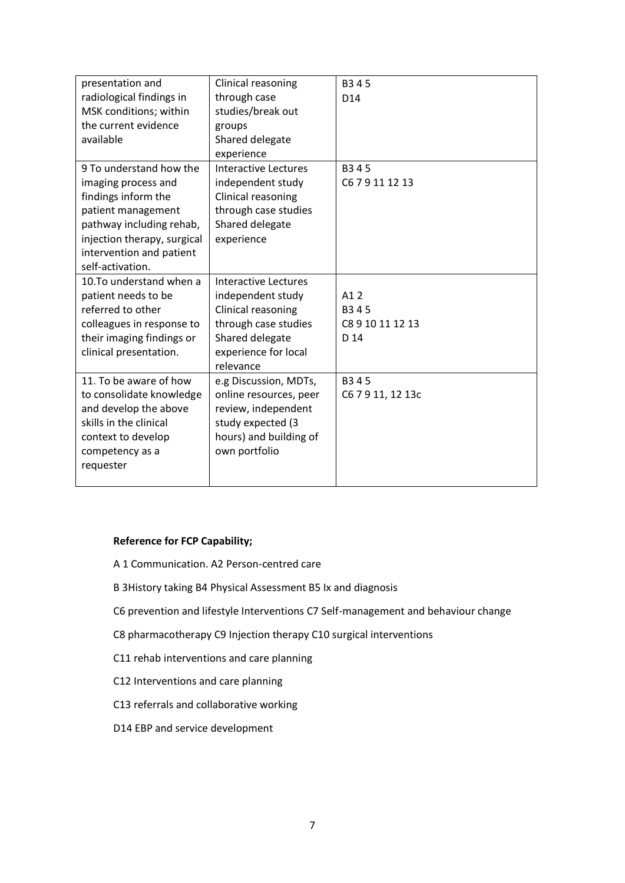| | | |
|---|---|---|
| presentation and radiological findings in MSK conditions; within the current evidence available | Clinical reasoning through case studies/break out groups<br>Shared delegate experience | B3 4 5<br>D14 |
| 9 To understand how the imaging process and findings inform the patient management pathway including rehab, injection therapy, surgical intervention and patient self-activation. | Interactive Lectures<br>independent study<br>Clinical reasoning through case studies<br>Shared delegate experience | B3 4 5<br>C6 7 9 11 12 13 |
| 10.To understand when a patient needs to be referred to other colleagues in response to their imaging findings or clinical presentation. | Interactive Lectures<br>independent study<br>Clinical reasoning through case studies<br>Shared delegate experience for local relevance | A1 2<br>B3 4 5<br>C8 9 10 11 12 13<br>D 14 |
| 11. To be aware of how to consolidate knowledge and develop the above skills in the clinical context to develop competency as a requester | e.g Discussion, MDTs, online resources, peer review, independent study expected (3 hours) and building of own portfolio | B3 4 5<br>C6 7 9 11, 12 13c |

**Reference for FCP Capability;**

A 1 Communication. A2 Person-centred care

B 3History taking B4 Physical Assessment B5 Ix and diagnosis

C6 prevention and lifestyle Interventions C7 Self-management and behaviour change

C8 pharmacotherapy C9 Injection therapy C10 surgical interventions

C11 rehab interventions and care planning

C12 Interventions and care planning

C13 referrals and collaborative working

D14 EBP and service development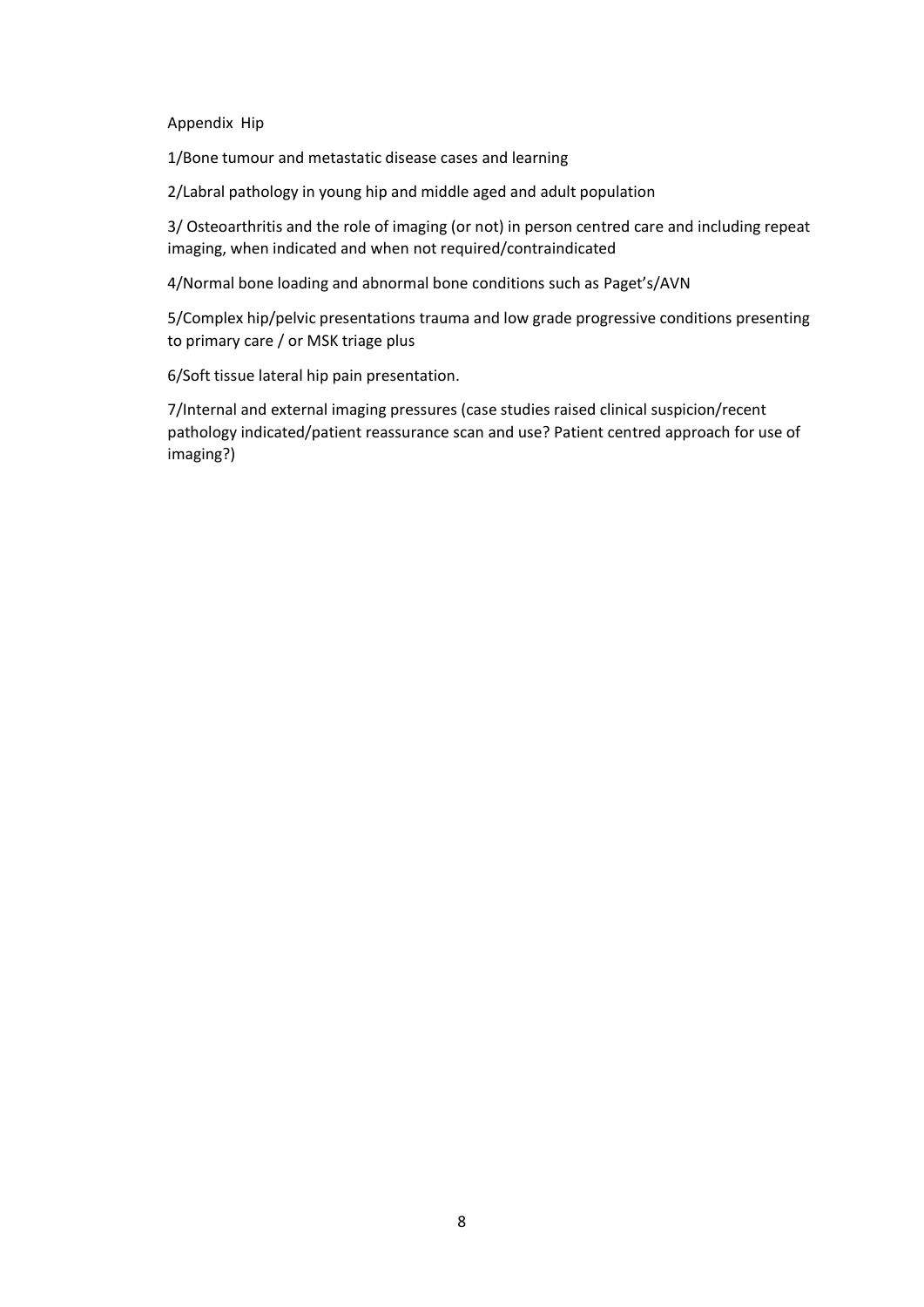Appendix Hip

1/Bone tumour and metastatic disease cases and learning

2/Labral pathology in young hip and middle aged and adult population

3/ Osteoarthritis and the role of imaging (or not) in person centred care and including repeat imaging, when indicated and when not required/contraindicated

4/Normal bone loading and abnormal bone conditions such as Paget's/AVN

5/Complex hip/pelvic presentations trauma and low grade progressive conditions presenting to primary care / or MSK triage plus

6/Soft tissue lateral hip pain presentation.

7/Internal and external imaging pressures (case studies raised clinical suspicion/recent pathology indicated/patient reassurance scan and use? Patient centred approach for use of imaging?)